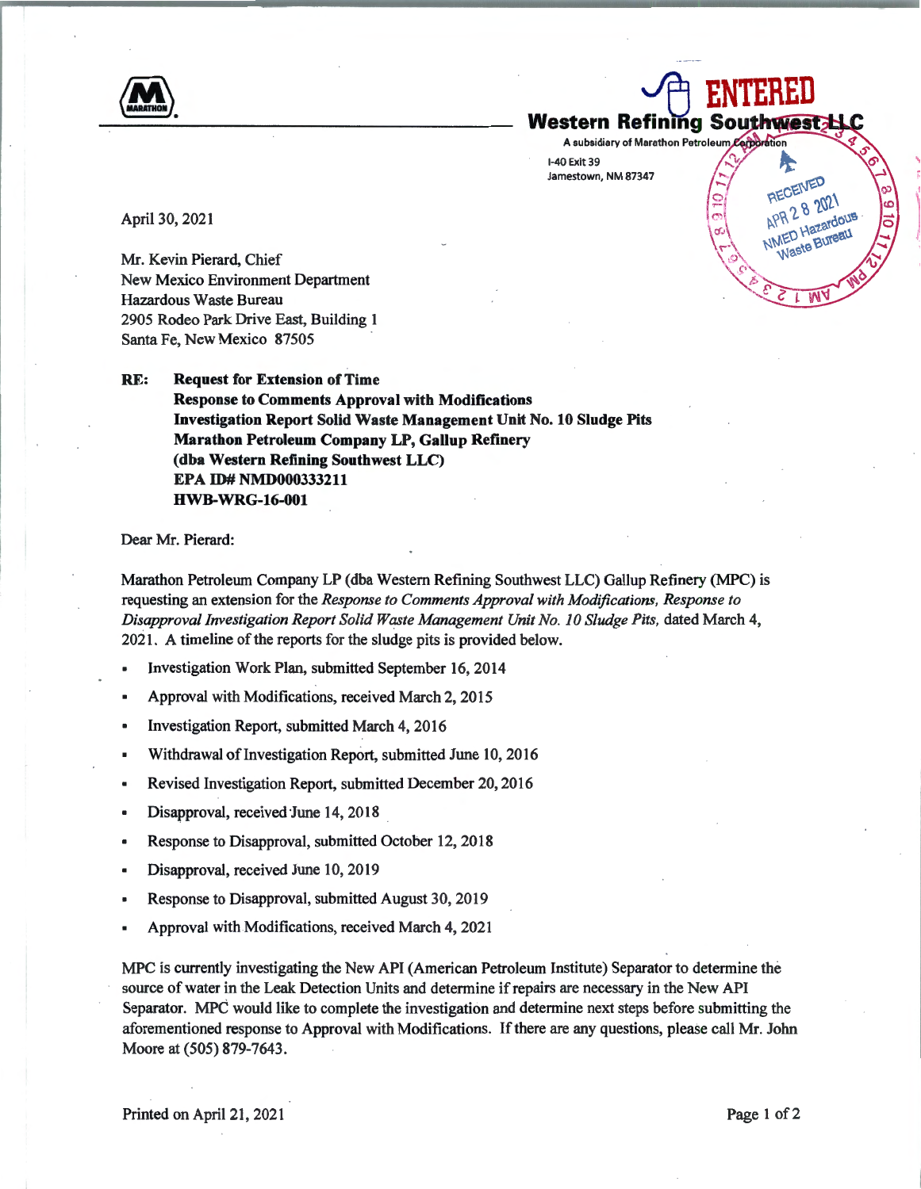**Western Refining Southwest LLC**
A subsidiary of Marathon Petroleum Corporation
I-40 Exit 39
Jamestown, NM 87347

ENTERED

RECEIVED
APR 28 2021
NMED Hazardous Waste Bureau

April 30, 2021

Mr. Kevin Pierard, Chief
New Mexico Environment Department
Hazardous Waste Bureau
2905 Rodeo Park Drive East, Building 1
Santa Fe, New Mexico 87505

**RE: Request for Extension of Time**
**Response to Comments Approval with Modifications**
**Investigation Report Solid Waste Management Unit No. 10 Sludge Pits**
**Marathon Petroleum Company LP, Gallup Refinery**
**(dba Western Refining Southwest LLC)**
**EPA ID# NMD000333211**
**HWB-WRG-16-001**

Dear Mr. Pierard:

Marathon Petroleum Company LP (dba Western Refining Southwest LLC) Gallup Refinery (MPC) is requesting an extension for the *Response to Comments Approval with Modifications, Response to Disapproval Investigation Report Solid Waste Management Unit No. 10 Sludge Pits,* dated March 4, 2021. A timeline of the reports for the sludge pits is provided below.

- Investigation Work Plan, submitted September 16, 2014
- Approval with Modifications, received March 2, 2015
- Investigation Report, submitted March 4, 2016
- Withdrawal of Investigation Report, submitted June 10, 2016
- Revised Investigation Report, submitted December 20, 2016
- Disapproval, received June 14, 2018
- Response to Disapproval, submitted October 12, 2018
- Disapproval, received June 10, 2019
- Response to Disapproval, submitted August 30, 2019
- Approval with Modifications, received March 4, 2021

MPC is currently investigating the New API (American Petroleum Institute) Separator to determine the source of water in the Leak Detection Units and determine if repairs are necessary in the New API Separator. MPC would like to complete the investigation and determine next steps before submitting the aforementioned response to Approval with Modifications. If there are any questions, please call Mr. John Moore at (505) 879-7643.

Printed on April 21, 2021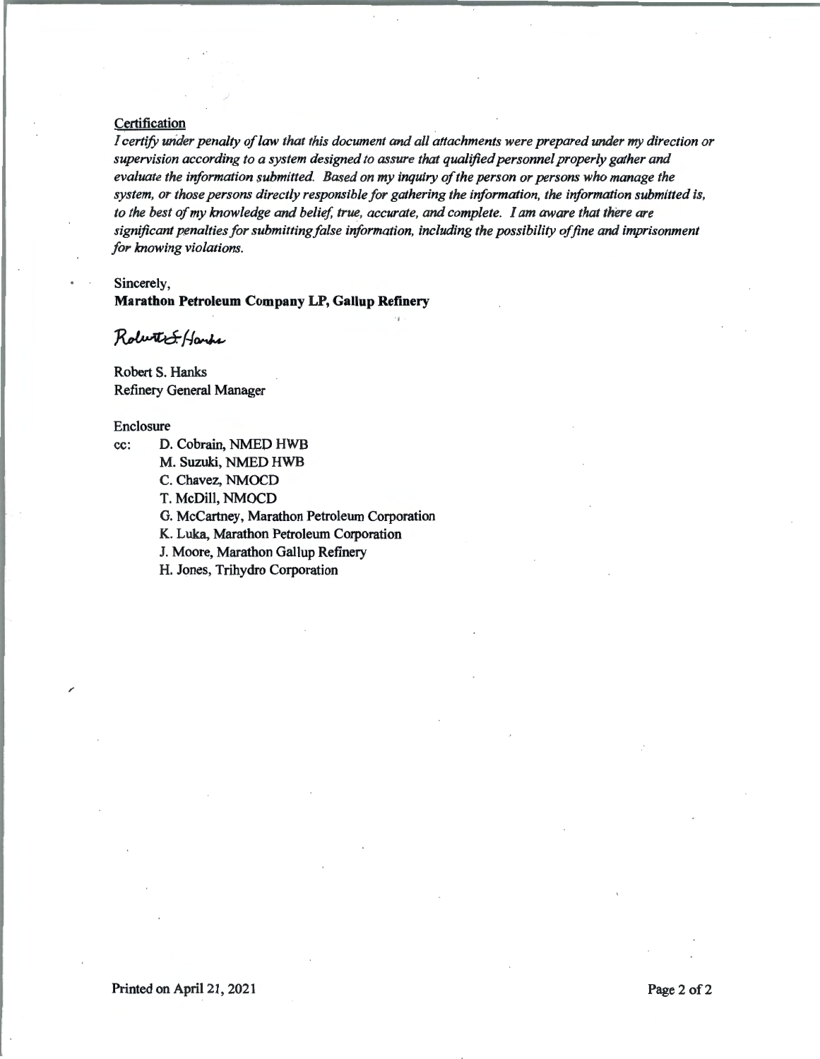Certification

*I certify under penalty of law that this document and all attachments were prepared under my direction or supervision according to a system designed to assure that qualified personnel properly gather and evaluate the information submitted. Based on my inquiry of the person or persons who manage the system, or those persons directly responsible for gathering the information, the information submitted is, to the best of my knowledge and belief, true, accurate, and complete. I am aware that there are significant penalties for submitting false information, including the possibility of fine and imprisonment for knowing violations.*

Sincerely,

**Marathon Petroleum Company LP, Gallup Refinery**

Robert S. Hanks

Robert S. Hanks
Refinery General Manager

Enclosure

cc: D. Cobrain, NMED HWB
M. Suzuki, NMED HWB
C. Chavez, NMOCD
T. McDill, NMOCD
G. McCartney, Marathon Petroleum Corporation
K. Luka, Marathon Petroleum Corporation
J. Moore, Marathon Gallup Refinery
H. Jones, Trihydro Corporation

Printed on April 21, 2021